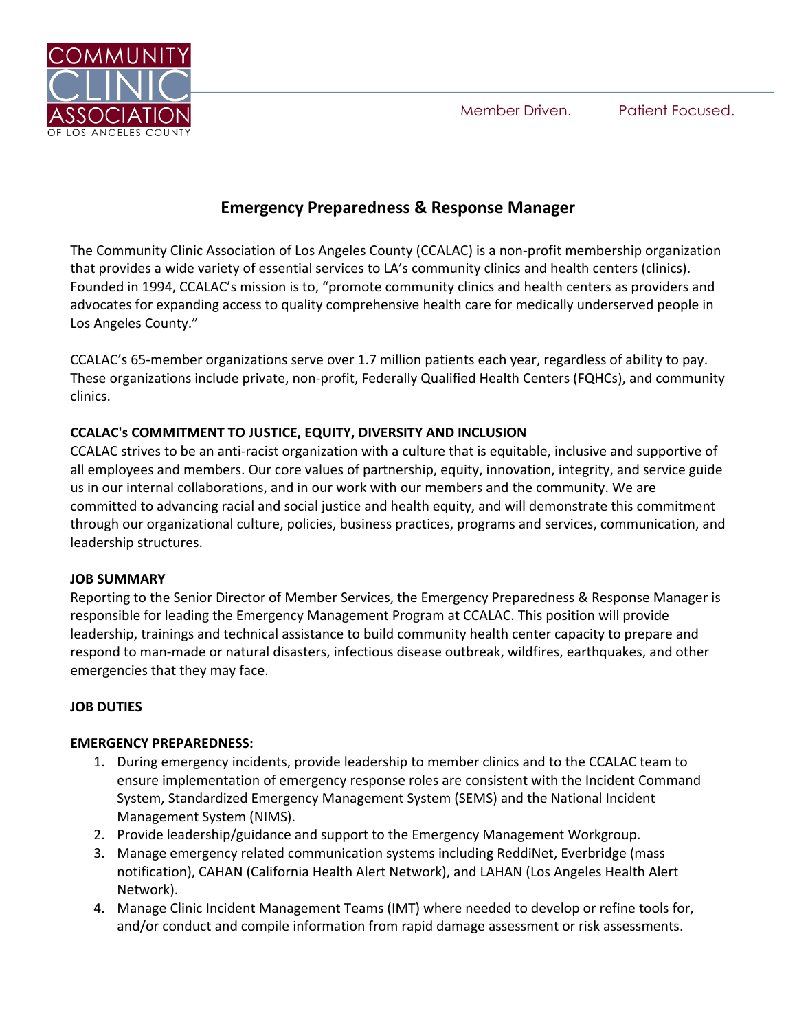# Emergency Preparedness & Response Manager

The Community Clinic Association of Los Angeles County (CCALAC) is a non-profit membership organization that provides a wide variety of essential services to LA's community clinics and health centers (clinics). Founded in 1994, CCALAC's mission is to, "promote community clinics and health centers as providers and advocates for expanding access to quality comprehensive health care for medically underserved people in Los Angeles County."

CCALAC's 65-member organizations serve over 1.7 million patients each year, regardless of ability to pay. These organizations include private, non-profit, Federally Qualified Health Centers (FQHCs), and community clinics.

**CCALAC's COMMITMENT TO JUSTICE, EQUITY, DIVERSITY AND INCLUSION**

CCALAC strives to be an anti-racist organization with a culture that is equitable, inclusive and supportive of all employees and members. Our core values of partnership, equity, innovation, integrity, and service guide us in our internal collaborations, and in our work with our members and the community. We are committed to advancing racial and social justice and health equity, and will demonstrate this commitment through our organizational culture, policies, business practices, programs and services, communication, and leadership structures.

**JOB SUMMARY**

Reporting to the Senior Director of Member Services, the Emergency Preparedness & Response Manager is responsible for leading the Emergency Management Program at CCALAC. This position will provide leadership, trainings and technical assistance to build community health center capacity to prepare and respond to man-made or natural disasters, infectious disease outbreak, wildfires, earthquakes, and other emergencies that they may face.

**JOB DUTIES**

**EMERGENCY PREPAREDNESS:**

1. During emergency incidents, provide leadership to member clinics and to the CCALAC team to ensure implementation of emergency response roles are consistent with the Incident Command System, Standardized Emergency Management System (SEMS) and the National Incident Management System (NIMS).
2. Provide leadership/guidance and support to the Emergency Management Workgroup.
3. Manage emergency related communication systems including ReddiNet, Everbridge (mass notification), CAHAN (California Health Alert Network), and LAHAN (Los Angeles Health Alert Network).
4. Manage Clinic Incident Management Teams (IMT) where needed to develop or refine tools for, and/or conduct and compile information from rapid damage assessment or risk assessments.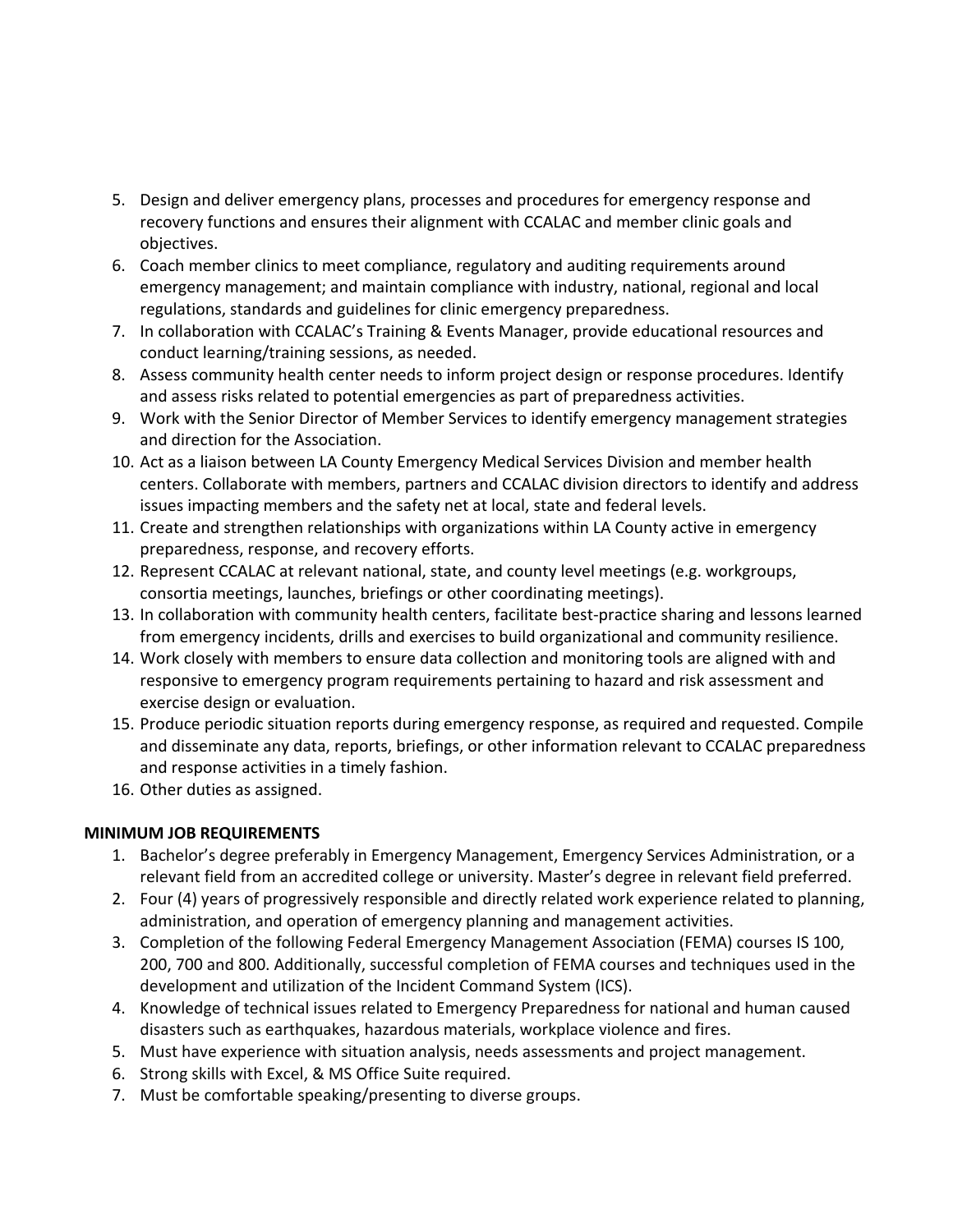5. Design and deliver emergency plans, processes and procedures for emergency response and recovery functions and ensures their alignment with CCALAC and member clinic goals and objectives.
6. Coach member clinics to meet compliance, regulatory and auditing requirements around emergency management; and maintain compliance with industry, national, regional and local regulations, standards and guidelines for clinic emergency preparedness.
7. In collaboration with CCALAC's Training & Events Manager, provide educational resources and conduct learning/training sessions, as needed.
8. Assess community health center needs to inform project design or response procedures. Identify and assess risks related to potential emergencies as part of preparedness activities.
9. Work with the Senior Director of Member Services to identify emergency management strategies and direction for the Association.
10. Act as a liaison between LA County Emergency Medical Services Division and member health centers. Collaborate with members, partners and CCALAC division directors to identify and address issues impacting members and the safety net at local, state and federal levels.
11. Create and strengthen relationships with organizations within LA County active in emergency preparedness, response, and recovery efforts.
12. Represent CCALAC at relevant national, state, and county level meetings (e.g. workgroups, consortia meetings, launches, briefings or other coordinating meetings).
13. In collaboration with community health centers, facilitate best-practice sharing and lessons learned from emergency incidents, drills and exercises to build organizational and community resilience.
14. Work closely with members to ensure data collection and monitoring tools are aligned with and responsive to emergency program requirements pertaining to hazard and risk assessment and exercise design or evaluation.
15. Produce periodic situation reports during emergency response, as required and requested. Compile and disseminate any data, reports, briefings, or other information relevant to CCALAC preparedness and response activities in a timely fashion.
16. Other duties as assigned.

**MINIMUM JOB REQUIREMENTS**

1. Bachelor's degree preferably in Emergency Management, Emergency Services Administration, or a relevant field from an accredited college or university. Master's degree in relevant field preferred.
2. Four (4) years of progressively responsible and directly related work experience related to planning, administration, and operation of emergency planning and management activities.
3. Completion of the following Federal Emergency Management Association (FEMA) courses IS 100, 200, 700 and 800. Additionally, successful completion of FEMA courses and techniques used in the development and utilization of the Incident Command System (ICS).
4. Knowledge of technical issues related to Emergency Preparedness for national and human caused disasters such as earthquakes, hazardous materials, workplace violence and fires.
5. Must have experience with situation analysis, needs assessments and project management.
6. Strong skills with Excel, & MS Office Suite required.
7. Must be comfortable speaking/presenting to diverse groups.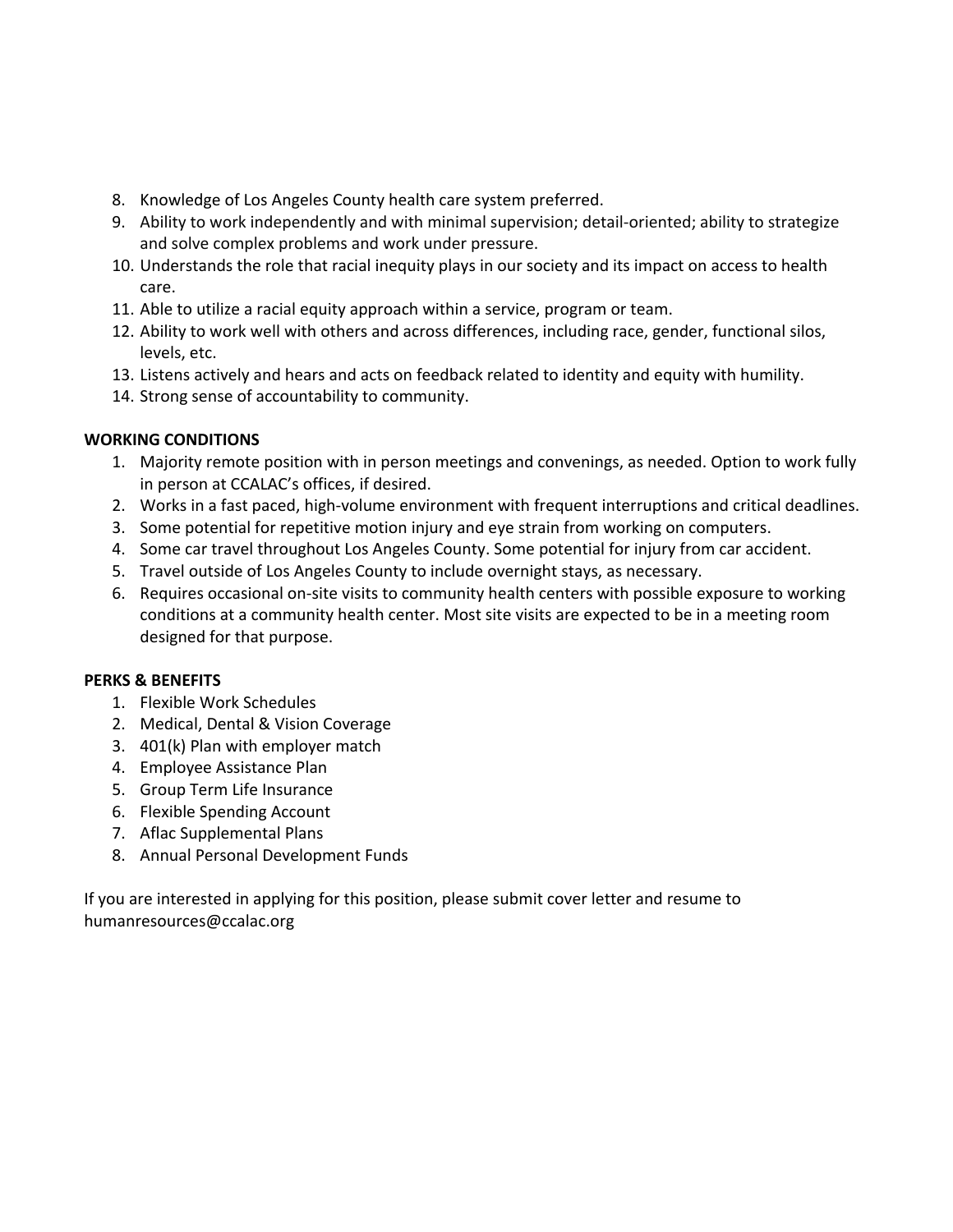8. Knowledge of Los Angeles County health care system preferred.
9. Ability to work independently and with minimal supervision; detail-oriented; ability to strategize and solve complex problems and work under pressure.
10. Understands the role that racial inequity plays in our society and its impact on access to health care.
11. Able to utilize a racial equity approach within a service, program or team.
12. Ability to work well with others and across differences, including race, gender, functional silos, levels, etc.
13. Listens actively and hears and acts on feedback related to identity and equity with humility.
14. Strong sense of accountability to community.

**WORKING CONDITIONS**

1. Majority remote position with in person meetings and convenings, as needed. Option to work fully in person at CCALAC's offices, if desired.
2. Works in a fast paced, high-volume environment with frequent interruptions and critical deadlines.
3. Some potential for repetitive motion injury and eye strain from working on computers.
4. Some car travel throughout Los Angeles County. Some potential for injury from car accident.
5. Travel outside of Los Angeles County to include overnight stays, as necessary.
6. Requires occasional on-site visits to community health centers with possible exposure to working conditions at a community health center. Most site visits are expected to be in a meeting room designed for that purpose.

**PERKS & BENEFITS**

1. Flexible Work Schedules
2. Medical, Dental & Vision Coverage
3. 401(k) Plan with employer match
4. Employee Assistance Plan
5. Group Term Life Insurance
6. Flexible Spending Account
7. Aflac Supplemental Plans
8. Annual Personal Development Funds

If you are interested in applying for this position, please submit cover letter and resume to humanresources@ccalac.org